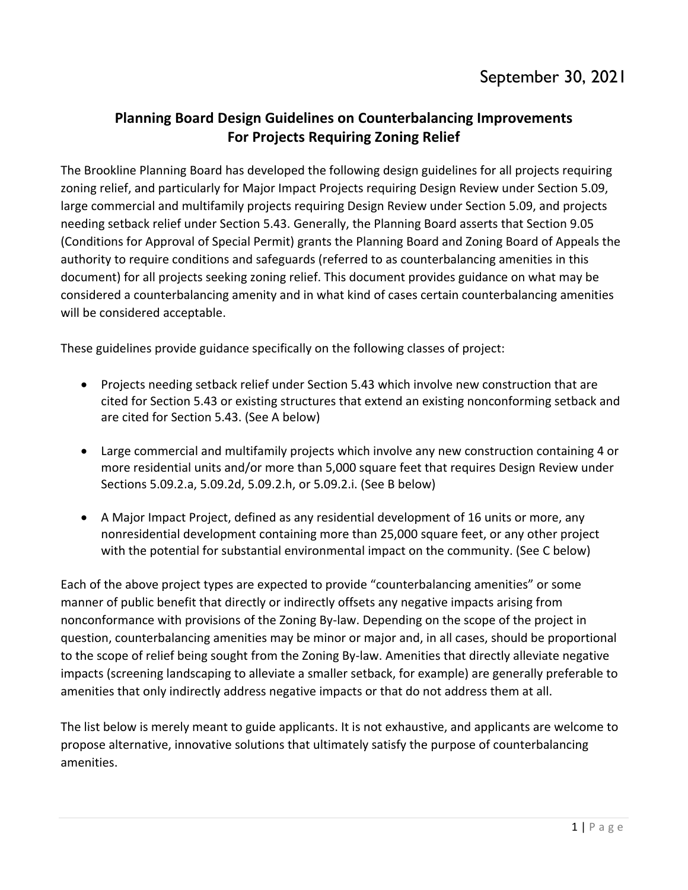September 30, 2021

# Planning Board Design Guidelines on Counterbalancing Improvements For Projects Requiring Zoning Relief

The Brookline Planning Board has developed the following design guidelines for all projects requiring zoning relief, and particularly for Major Impact Projects requiring Design Review under Section 5.09, large commercial and multifamily projects requiring Design Review under Section 5.09, and projects needing setback relief under Section 5.43. Generally, the Planning Board asserts that Section 9.05 (Conditions for Approval of Special Permit) grants the Planning Board and Zoning Board of Appeals the authority to require conditions and safeguards (referred to as counterbalancing amenities in this document) for all projects seeking zoning relief. This document provides guidance on what may be considered a counterbalancing amenity and in what kind of cases certain counterbalancing amenities will be considered acceptable.

These guidelines provide guidance specifically on the following classes of project:

- Projects needing setback relief under Section 5.43 which involve new construction that are cited for Section 5.43 or existing structures that extend an existing nonconforming setback and are cited for Section 5.43. (See A below)

- Large commercial and multifamily projects which involve any new construction containing 4 or more residential units and/or more than 5,000 square feet that requires Design Review under Sections 5.09.2.a, 5.09.2d, 5.09.2.h, or 5.09.2.i. (See B below)

- A Major Impact Project, defined as any residential development of 16 units or more, any nonresidential development containing more than 25,000 square feet, or any other project with the potential for substantial environmental impact on the community. (See C below)

Each of the above project types are expected to provide "counterbalancing amenities" or some manner of public benefit that directly or indirectly offsets any negative impacts arising from nonconformance with provisions of the Zoning By-law. Depending on the scope of the project in question, counterbalancing amenities may be minor or major and, in all cases, should be proportional to the scope of relief being sought from the Zoning By-law. Amenities that directly alleviate negative impacts (screening landscaping to alleviate a smaller setback, for example) are generally preferable to amenities that only indirectly address negative impacts or that do not address them at all.

The list below is merely meant to guide applicants. It is not exhaustive, and applicants are welcome to propose alternative, innovative solutions that ultimately satisfy the purpose of counterbalancing amenities.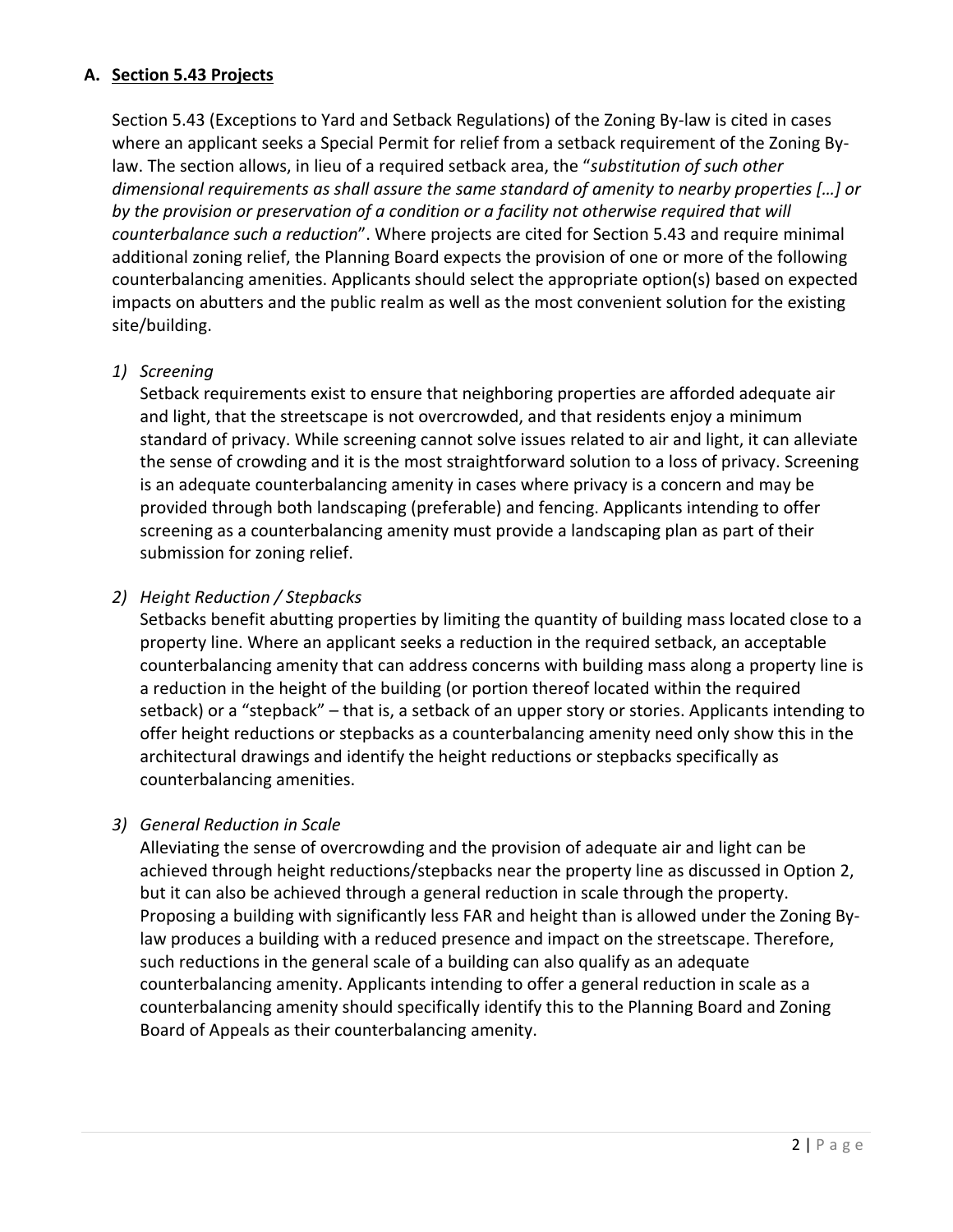## A. **Section 5.43 Projects**

Section 5.43 (Exceptions to Yard and Setback Regulations) of the Zoning By-law is cited in cases where an applicant seeks a Special Permit for relief from a setback requirement of the Zoning By-law. The section allows, in lieu of a required setback area, the "*substitution of such other dimensional requirements as shall assure the same standard of amenity to nearby properties […] or by the provision or preservation of a condition or a facility not otherwise required that will counterbalance such a reduction*". Where projects are cited for Section 5.43 and require minimal additional zoning relief, the Planning Board expects the provision of one or more of the following counterbalancing amenities. Applicants should select the appropriate option(s) based on expected impacts on abutters and the public realm as well as the most convenient solution for the existing site/building.

1) *Screening*

   Setback requirements exist to ensure that neighboring properties are afforded adequate air and light, that the streetscape is not overcrowded, and that residents enjoy a minimum standard of privacy. While screening cannot solve issues related to air and light, it can alleviate the sense of crowding and it is the most straightforward solution to a loss of privacy. Screening is an adequate counterbalancing amenity in cases where privacy is a concern and may be provided through both landscaping (preferable) and fencing. Applicants intending to offer screening as a counterbalancing amenity must provide a landscaping plan as part of their submission for zoning relief.

2) *Height Reduction / Stepbacks*

   Setbacks benefit abutting properties by limiting the quantity of building mass located close to a property line. Where an applicant seeks a reduction in the required setback, an acceptable counterbalancing amenity that can address concerns with building mass along a property line is a reduction in the height of the building (or portion thereof located within the required setback) or a "stepback" – that is, a setback of an upper story or stories. Applicants intending to offer height reductions or stepbacks as a counterbalancing amenity need only show this in the architectural drawings and identify the height reductions or stepbacks specifically as counterbalancing amenities.

3) *General Reduction in Scale*

   Alleviating the sense of overcrowding and the provision of adequate air and light can be achieved through height reductions/stepbacks near the property line as discussed in Option 2, but it can also be achieved through a general reduction in scale through the property. Proposing a building with significantly less FAR and height than is allowed under the Zoning By-law produces a building with a reduced presence and impact on the streetscape. Therefore, such reductions in the general scale of a building can also qualify as an adequate counterbalancing amenity. Applicants intending to offer a general reduction in scale as a counterbalancing amenity should specifically identify this to the Planning Board and Zoning Board of Appeals as their counterbalancing amenity.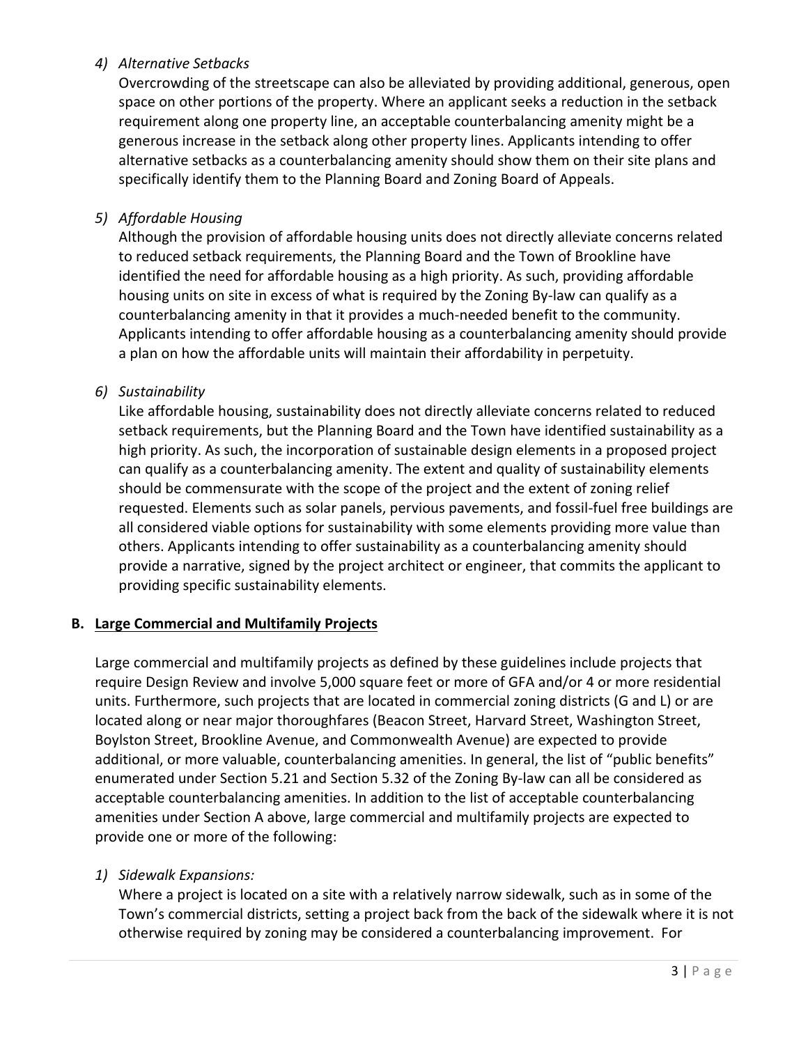*4) Alternative Setbacks*

Overcrowding of the streetscape can also be alleviated by providing additional, generous, open space on other portions of the property. Where an applicant seeks a reduction in the setback requirement along one property line, an acceptable counterbalancing amenity might be a generous increase in the setback along other property lines. Applicants intending to offer alternative setbacks as a counterbalancing amenity should show them on their site plans and specifically identify them to the Planning Board and Zoning Board of Appeals.

*5) Affordable Housing*

Although the provision of affordable housing units does not directly alleviate concerns related to reduced setback requirements, the Planning Board and the Town of Brookline have identified the need for affordable housing as a high priority. As such, providing affordable housing units on site in excess of what is required by the Zoning By-law can qualify as a counterbalancing amenity in that it provides a much-needed benefit to the community. Applicants intending to offer affordable housing as a counterbalancing amenity should provide a plan on how the affordable units will maintain their affordability in perpetuity.

*6) Sustainability*

Like affordable housing, sustainability does not directly alleviate concerns related to reduced setback requirements, but the Planning Board and the Town have identified sustainability as a high priority. As such, the incorporation of sustainable design elements in a proposed project can qualify as a counterbalancing amenity. The extent and quality of sustainability elements should be commensurate with the scope of the project and the extent of zoning relief requested. Elements such as solar panels, pervious pavements, and fossil-fuel free buildings are all considered viable options for sustainability with some elements providing more value than others. Applicants intending to offer sustainability as a counterbalancing amenity should provide a narrative, signed by the project architect or engineer, that commits the applicant to providing specific sustainability elements.

### B. Large Commercial and Multifamily Projects

Large commercial and multifamily projects as defined by these guidelines include projects that require Design Review and involve 5,000 square feet or more of GFA and/or 4 or more residential units. Furthermore, such projects that are located in commercial zoning districts (G and L) or are located along or near major thoroughfares (Beacon Street, Harvard Street, Washington Street, Boylston Street, Brookline Avenue, and Commonwealth Avenue) are expected to provide additional, or more valuable, counterbalancing amenities. In general, the list of "public benefits" enumerated under Section 5.21 and Section 5.32 of the Zoning By-law can all be considered as acceptable counterbalancing amenities. In addition to the list of acceptable counterbalancing amenities under Section A above, large commercial and multifamily projects are expected to provide one or more of the following:

*1) Sidewalk Expansions:*

Where a project is located on a site with a relatively narrow sidewalk, such as in some of the Town's commercial districts, setting a project back from the back of the sidewalk where it is not otherwise required by zoning may be considered a counterbalancing improvement. For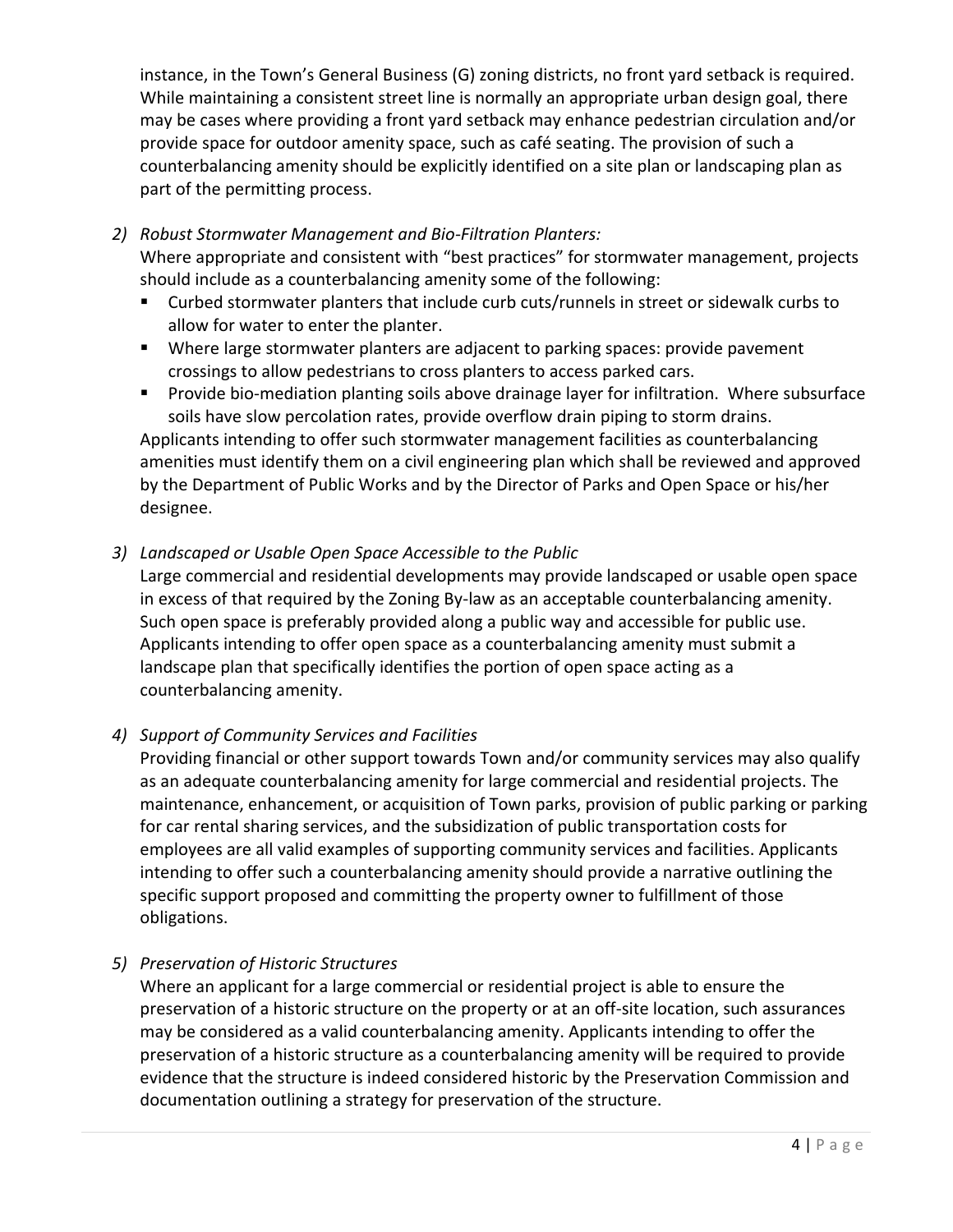instance, in the Town's General Business (G) zoning districts, no front yard setback is required. While maintaining a consistent street line is normally an appropriate urban design goal, there may be cases where providing a front yard setback may enhance pedestrian circulation and/or provide space for outdoor amenity space, such as café seating. The provision of such a counterbalancing amenity should be explicitly identified on a site plan or landscaping plan as part of the permitting process.

2) *Robust Stormwater Management and Bio-Filtration Planters:*
   Where appropriate and consistent with "best practices" for stormwater management, projects should include as a counterbalancing amenity some of the following:
   - Curbed stormwater planters that include curb cuts/runnels in street or sidewalk curbs to allow for water to enter the planter.
   - Where large stormwater planters are adjacent to parking spaces: provide pavement crossings to allow pedestrians to cross planters to access parked cars.
   - Provide bio-mediation planting soils above drainage layer for infiltration. Where subsurface soils have slow percolation rates, provide overflow drain piping to storm drains.

   Applicants intending to offer such stormwater management facilities as counterbalancing amenities must identify them on a civil engineering plan which shall be reviewed and approved by the Department of Public Works and by the Director of Parks and Open Space or his/her designee.

3) *Landscaped or Usable Open Space Accessible to the Public*
   Large commercial and residential developments may provide landscaped or usable open space in excess of that required by the Zoning By-law as an acceptable counterbalancing amenity. Such open space is preferably provided along a public way and accessible for public use. Applicants intending to offer open space as a counterbalancing amenity must submit a landscape plan that specifically identifies the portion of open space acting as a counterbalancing amenity.

4) *Support of Community Services and Facilities*
   Providing financial or other support towards Town and/or community services may also qualify as an adequate counterbalancing amenity for large commercial and residential projects. The maintenance, enhancement, or acquisition of Town parks, provision of public parking or parking for car rental sharing services, and the subsidization of public transportation costs for employees are all valid examples of supporting community services and facilities. Applicants intending to offer such a counterbalancing amenity should provide a narrative outlining the specific support proposed and committing the property owner to fulfillment of those obligations.

5) *Preservation of Historic Structures*
   Where an applicant for a large commercial or residential project is able to ensure the preservation of a historic structure on the property or at an off-site location, such assurances may be considered as a valid counterbalancing amenity. Applicants intending to offer the preservation of a historic structure as a counterbalancing amenity will be required to provide evidence that the structure is indeed considered historic by the Preservation Commission and documentation outlining a strategy for preservation of the structure.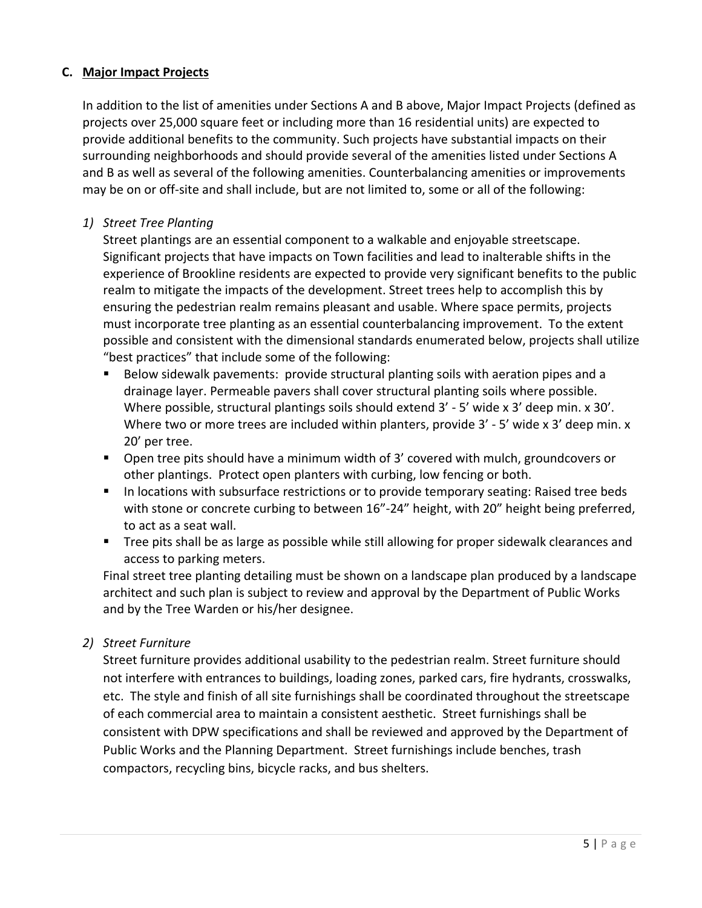### C. <u>Major Impact Projects</u>

In addition to the list of amenities under Sections A and B above, Major Impact Projects (defined as projects over 25,000 square feet or including more than 16 residential units) are expected to provide additional benefits to the community. Such projects have substantial impacts on their surrounding neighborhoods and should provide several of the amenities listed under Sections A and B as well as several of the following amenities. Counterbalancing amenities or improvements may be on or off-site and shall include, but are not limited to, some or all of the following:

*1) Street Tree Planting*

Street plantings are an essential component to a walkable and enjoyable streetscape. Significant projects that have impacts on Town facilities and lead to inalterable shifts in the experience of Brookline residents are expected to provide very significant benefits to the public realm to mitigate the impacts of the development. Street trees help to accomplish this by ensuring the pedestrian realm remains pleasant and usable. Where space permits, projects must incorporate tree planting as an essential counterbalancing improvement. To the extent possible and consistent with the dimensional standards enumerated below, projects shall utilize "best practices" that include some of the following:

- Below sidewalk pavements: provide structural planting soils with aeration pipes and a drainage layer. Permeable pavers shall cover structural planting soils where possible. Where possible, structural plantings soils should extend 3' - 5' wide x 3' deep min. x 30'. Where two or more trees are included within planters, provide 3' - 5' wide x 3' deep min. x 20' per tree.
- Open tree pits should have a minimum width of 3' covered with mulch, groundcovers or other plantings. Protect open planters with curbing, low fencing or both.
- In locations with subsurface restrictions or to provide temporary seating: Raised tree beds with stone or concrete curbing to between 16"-24" height, with 20" height being preferred, to act as a seat wall.
- Tree pits shall be as large as possible while still allowing for proper sidewalk clearances and access to parking meters.

Final street tree planting detailing must be shown on a landscape plan produced by a landscape architect and such plan is subject to review and approval by the Department of Public Works and by the Tree Warden or his/her designee.

*2) Street Furniture*

Street furniture provides additional usability to the pedestrian realm. Street furniture should not interfere with entrances to buildings, loading zones, parked cars, fire hydrants, crosswalks, etc. The style and finish of all site furnishings shall be coordinated throughout the streetscape of each commercial area to maintain a consistent aesthetic. Street furnishings shall be consistent with DPW specifications and shall be reviewed and approved by the Department of Public Works and the Planning Department. Street furnishings include benches, trash compactors, recycling bins, bicycle racks, and bus shelters.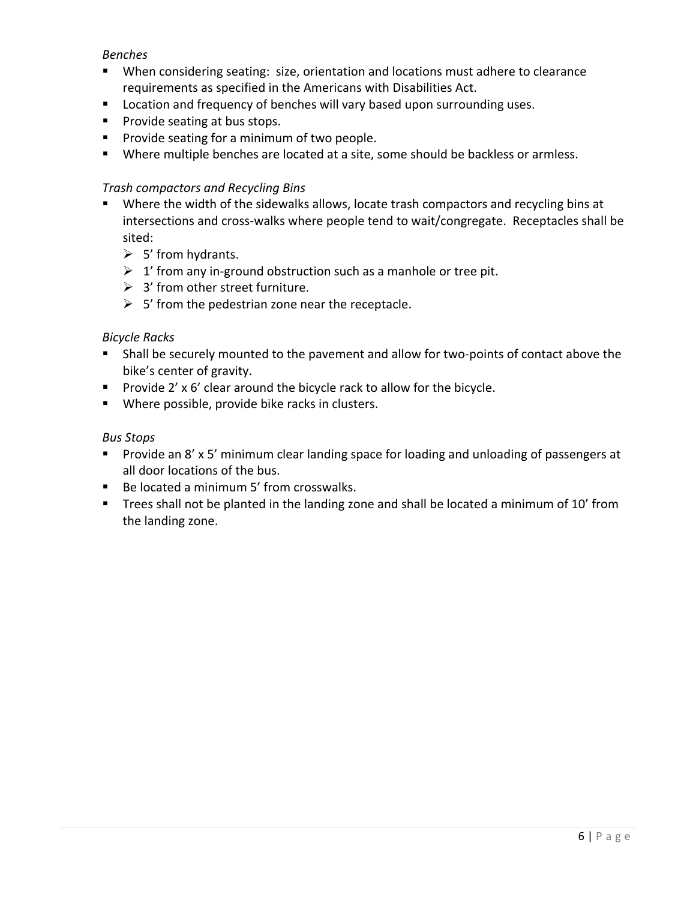*Benches*

- When considering seating: size, orientation and locations must adhere to clearance requirements as specified in the Americans with Disabilities Act.
- Location and frequency of benches will vary based upon surrounding uses.
- Provide seating at bus stops.
- Provide seating for a minimum of two people.
- Where multiple benches are located at a site, some should be backless or armless.

*Trash compactors and Recycling Bins*

- Where the width of the sidewalks allows, locate trash compactors and recycling bins at intersections and cross-walks where people tend to wait/congregate. Receptacles shall be sited:
  - 5' from hydrants.
  - 1' from any in-ground obstruction such as a manhole or tree pit.
  - 3' from other street furniture.
  - 5' from the pedestrian zone near the receptacle.

*Bicycle Racks*

- Shall be securely mounted to the pavement and allow for two-points of contact above the bike's center of gravity.
- Provide 2' x 6' clear around the bicycle rack to allow for the bicycle.
- Where possible, provide bike racks in clusters.

*Bus Stops*

- Provide an 8' x 5' minimum clear landing space for loading and unloading of passengers at all door locations of the bus.
- Be located a minimum 5' from crosswalks.
- Trees shall not be planted in the landing zone and shall be located a minimum of 10' from the landing zone.